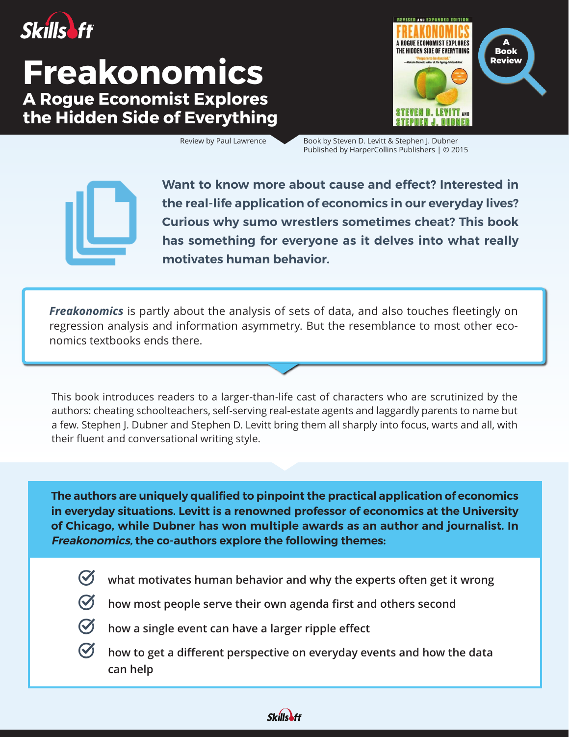# Freakonomics

## A Rogue Economist Explores the Hidden Side of Everything

A Book Review

Review by Paul Lawrence

Book by Steven D. Levitt & Stephen J. Dubner
Published by HarperCollins Publishers | © 2015

**Want to know more about cause and effect? Interested in the real-life application of economics in our everyday lives? Curious why sumo wrestlers sometimes cheat? This book has something for everyone as it delves into what really motivates human behavior.**

***Freakonomics*** is partly about the analysis of sets of data, and also touches fleetingly on regression analysis and information asymmetry. But the resemblance to most other economics textbooks ends there.

This book introduces readers to a larger-than-life cast of characters who are scrutinized by the authors: cheating schoolteachers, self-serving real-estate agents and laggardly parents to name but a few. Stephen J. Dubner and Stephen D. Levitt bring them all sharply into focus, warts and all, with their fluent and conversational writing style.

**The authors are uniquely qualified to pinpoint the practical application of economics in everyday situations. Levitt is a renowned professor of economics at the University of Chicago, while Dubner has won multiple awards as an author and journalist. In *Freakonomics,* the co-authors explore the following themes:**

- what motivates human behavior and why the experts often get it wrong
- how most people serve their own agenda first and others second
- how a single event can have a larger ripple effect
- how to get a different perspective on everyday events and how the data can help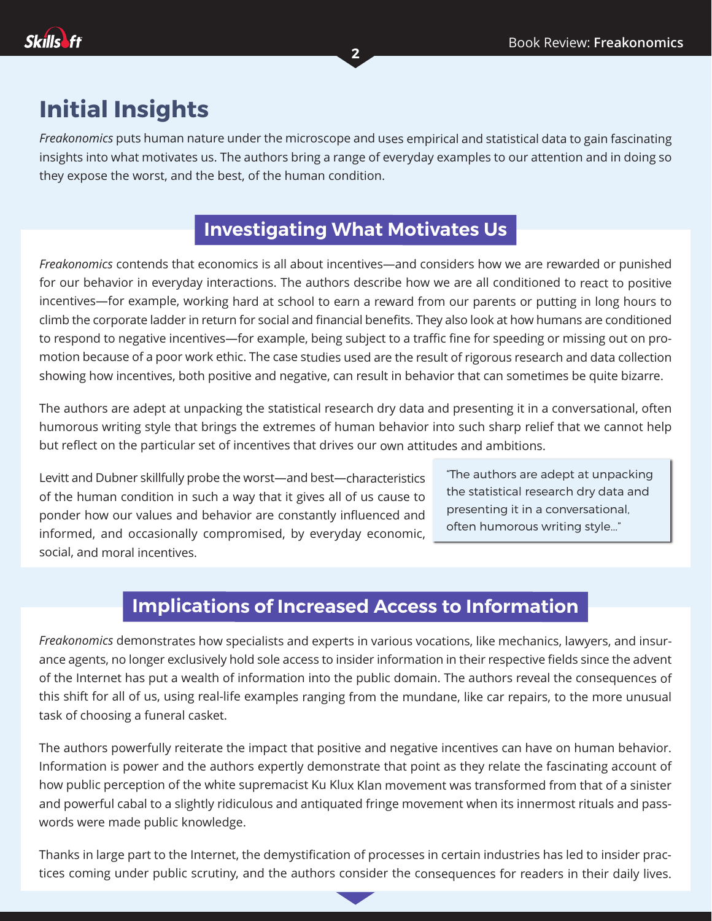# Initial Insights

*Freakonomics* puts human nature under the microscope and uses empirical and statistical data to gain fascinating insights into what motivates us. The authors bring a range of everyday examples to our attention and in doing so they expose the worst, and the best, of the human condition.

## Investigating What Motivates Us

*Freakonomics* contends that economics is all about incentives—and considers how we are rewarded or punished for our behavior in everyday interactions. The authors describe how we are all conditioned to react to positive incentives—for example, working hard at school to earn a reward from our parents or putting in long hours to climb the corporate ladder in return for social and financial benefits. They also look at how humans are conditioned to respond to negative incentives—for example, being subject to a traffic fine for speeding or missing out on promotion because of a poor work ethic. The case studies used are the result of rigorous research and data collection showing how incentives, both positive and negative, can result in behavior that can sometimes be quite bizarre.

The authors are adept at unpacking the statistical research dry data and presenting it in a conversational, often humorous writing style that brings the extremes of human behavior into such sharp relief that we cannot help but reflect on the particular set of incentives that drives our own attitudes and ambitions.

Levitt and Dubner skillfully probe the worst—and best—characteristics of the human condition in such a way that it gives all of us cause to ponder how our values and behavior are constantly influenced and informed, and occasionally compromised, by everyday economic, social, and moral incentives.

> "The authors are adept at unpacking the statistical research dry data and presenting it in a conversational, often humorous writing style..."

## Implications of Increased Access to Information

*Freakonomics* demonstrates how specialists and experts in various vocations, like mechanics, lawyers, and insurance agents, no longer exclusively hold sole access to insider information in their respective fields since the advent of the Internet has put a wealth of information into the public domain. The authors reveal the consequences of this shift for all of us, using real-life examples ranging from the mundane, like car repairs, to the more unusual task of choosing a funeral casket.

The authors powerfully reiterate the impact that positive and negative incentives can have on human behavior. Information is power and the authors expertly demonstrate that point as they relate the fascinating account of how public perception of the white supremacist Ku Klux Klan movement was transformed from that of a sinister and powerful cabal to a slightly ridiculous and antiquated fringe movement when its innermost rituals and passwords were made public knowledge.

Thanks in large part to the Internet, the demystification of processes in certain industries has led to insider practices coming under public scrutiny, and the authors consider the consequences for readers in their daily lives.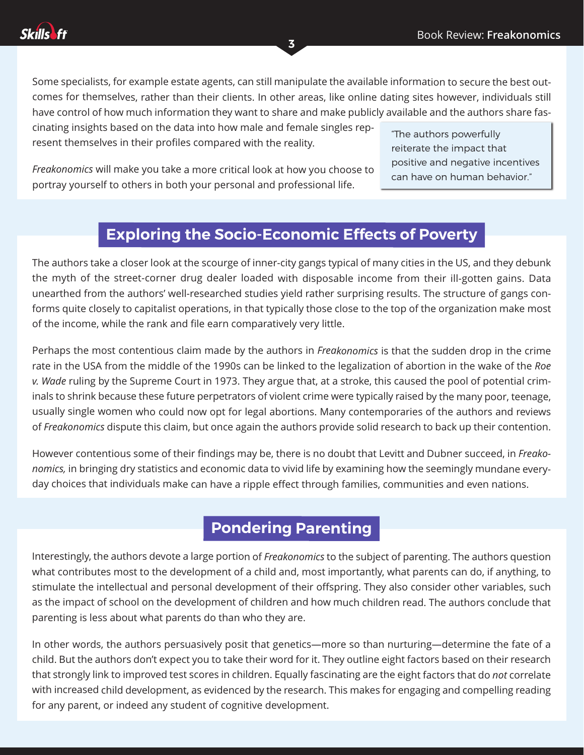Some specialists, for example estate agents, can still manipulate the available information to secure the best outcomes for themselves, rather than their clients. In other areas, like online dating sites however, individuals still have control of how much information they want to share and make publicly available and the authors share fascinating insights based on the data into how male and female singles represent themselves in their profiles compared with the reality.

> "The authors powerfully reiterate the impact that positive and negative incentives can have on human behavior."

*Freakonomics* will make you take a more critical look at how you choose to portray yourself to others in both your personal and professional life.

## Exploring the Socio-Economic Effects of Poverty

The authors take a closer look at the scourge of inner-city gangs typical of many cities in the US, and they debunk the myth of the street-corner drug dealer loaded with disposable income from their ill-gotten gains. Data unearthed from the authors' well-researched studies yield rather surprising results. The structure of gangs conforms quite closely to capitalist operations, in that typically those close to the top of the organization make most of the income, while the rank and file earn comparatively very little.

Perhaps the most contentious claim made by the authors in *Freakonomics* is that the sudden drop in the crime rate in the USA from the middle of the 1990s can be linked to the legalization of abortion in the wake of the *Roe v. Wade* ruling by the Supreme Court in 1973. They argue that, at a stroke, this caused the pool of potential criminals to shrink because these future perpetrators of violent crime were typically raised by the many poor, teenage, usually single women who could now opt for legal abortions. Many contemporaries of the authors and reviews of *Freakonomics* dispute this claim, but once again the authors provide solid research to back up their contention.

However contentious some of their findings may be, there is no doubt that Levitt and Dubner succeed, in *Freakonomics,* in bringing dry statistics and economic data to vivid life by examining how the seemingly mundane everyday choices that individuals make can have a ripple effect through families, communities and even nations.

## Pondering Parenting

Interestingly, the authors devote a large portion of *Freakonomics* to the subject of parenting. The authors question what contributes most to the development of a child and, most importantly, what parents can do, if anything, to stimulate the intellectual and personal development of their offspring. They also consider other variables, such as the impact of school on the development of children and how much children read. The authors conclude that parenting is less about what parents do than who they are.

In other words, the authors persuasively posit that genetics—more so than nurturing—determine the fate of a child. But the authors don't expect you to take their word for it. They outline eight factors based on their research that strongly link to improved test scores in children. Equally fascinating are the eight factors that do *not* correlate with increased child development, as evidenced by the research. This makes for engaging and compelling reading for any parent, or indeed any student of cognitive development.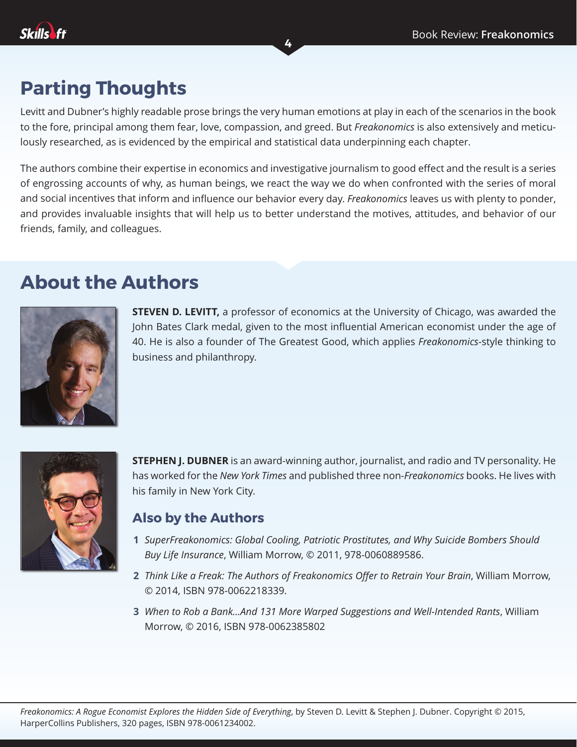## Parting Thoughts

Levitt and Dubner's highly readable prose brings the very human emotions at play in each of the scenarios in the book to the fore, principal among them fear, love, compassion, and greed. But *Freakonomics* is also extensively and meticulously researched, as is evidenced by the empirical and statistical data underpinning each chapter.

The authors combine their expertise in economics and investigative journalism to good effect and the result is a series of engrossing accounts of why, as human beings, we react the way we do when confronted with the series of moral and social incentives that inform and influence our behavior every day. *Freakonomics* leaves us with plenty to ponder, and provides invaluable insights that will help us to better understand the motives, attitudes, and behavior of our friends, family, and colleagues.

## About the Authors

**STEVEN D. LEVITT,** a professor of economics at the University of Chicago, was awarded the John Bates Clark medal, given to the most influential American economist under the age of 40. He is also a founder of The Greatest Good, which applies *Freakonomics*-style thinking to business and philanthropy.

**STEPHEN J. DUBNER** is an award-winning author, journalist, and radio and TV personality. He has worked for the *New York Times* and published three non-*Freakonomics* books. He lives with his family in New York City.

### Also by the Authors

1. *SuperFreakonomics: Global Cooling, Patriotic Prostitutes, and Why Suicide Bombers Should Buy Life Insurance*, William Morrow, © 2011, 978-0060889586.
2. *Think Like a Freak: The Authors of Freakonomics Offer to Retrain Your Brain*, William Morrow, © 2014, ISBN 978-0062218339.
3. *When to Rob a Bank...And 131 More Warped Suggestions and Well-Intended Rants*, William Morrow, © 2016, ISBN 978-0062385802

*Freakonomics: A Rogue Economist Explores the Hidden Side of Everything*, by Steven D. Levitt & Stephen J. Dubner. Copyright © 2015, HarperCollins Publishers, 320 pages, ISBN 978-0061234002.